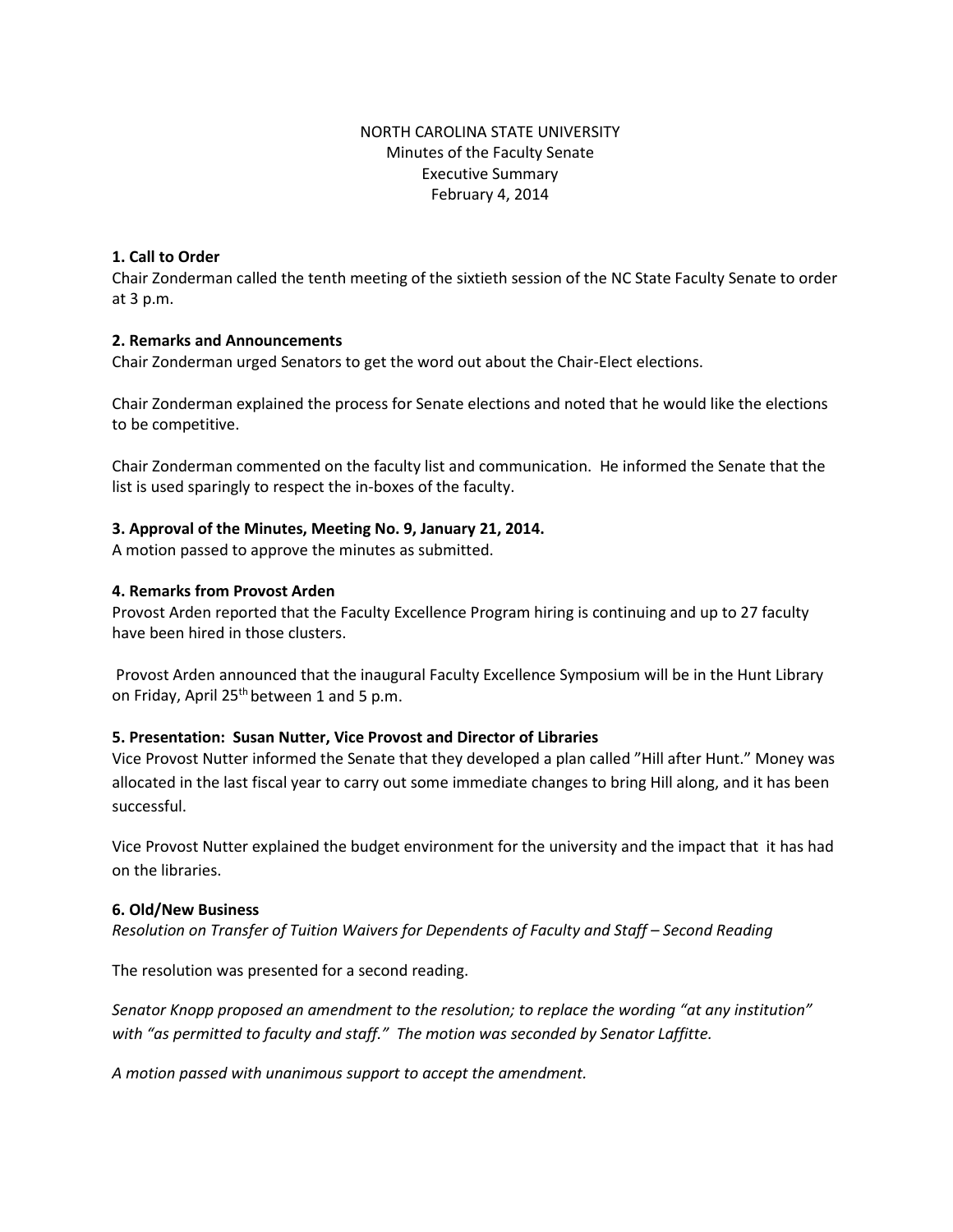NORTH CAROLINA STATE UNIVERSITY
Minutes of the Faculty Senate
Executive Summary
February 4, 2014

**1. Call to Order**
Chair Zonderman called the tenth meeting of the sixtieth session of the NC State Faculty Senate to order at 3 p.m.

**2. Remarks and Announcements**
Chair Zonderman urged Senators to get the word out about the Chair-Elect elections.

Chair Zonderman explained the process for Senate elections and noted that he would like the elections to be competitive.

Chair Zonderman commented on the faculty list and communication. He informed the Senate that the list is used sparingly to respect the in-boxes of the faculty.

**3. Approval of the Minutes, Meeting No. 9, January 21, 2014.**
A motion passed to approve the minutes as submitted.

**4. Remarks from Provost Arden**
Provost Arden reported that the Faculty Excellence Program hiring is continuing and up to 27 faculty have been hired in those clusters.

Provost Arden announced that the inaugural Faculty Excellence Symposium will be in the Hunt Library on Friday, April 25th between 1 and 5 p.m.

**5. Presentation: Susan Nutter, Vice Provost and Director of Libraries**
Vice Provost Nutter informed the Senate that they developed a plan called "Hill after Hunt." Money was allocated in the last fiscal year to carry out some immediate changes to bring Hill along, and it has been successful.

Vice Provost Nutter explained the budget environment for the university and the impact that it has had on the libraries.

**6. Old/New Business**
*Resolution on Transfer of Tuition Waivers for Dependents of Faculty and Staff – Second Reading*

The resolution was presented for a second reading.

*Senator Knopp proposed an amendment to the resolution; to replace the wording "at any institution" with "as permitted to faculty and staff." The motion was seconded by Senator Laffitte.*

*A motion passed with unanimous support to accept the amendment.*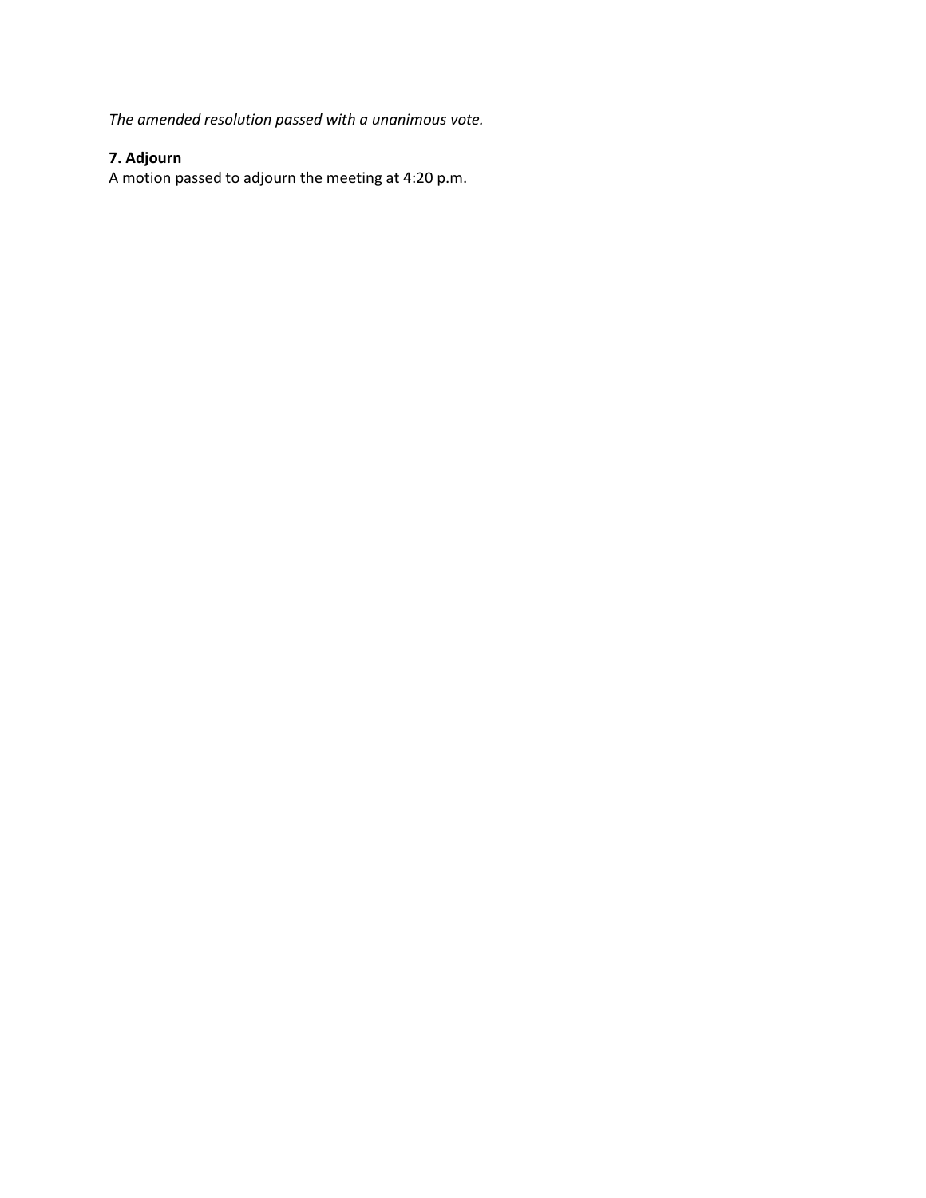*The amended resolution passed with a unanimous vote.*

**7. Adjourn**
A motion passed to adjourn the meeting at 4:20 p.m.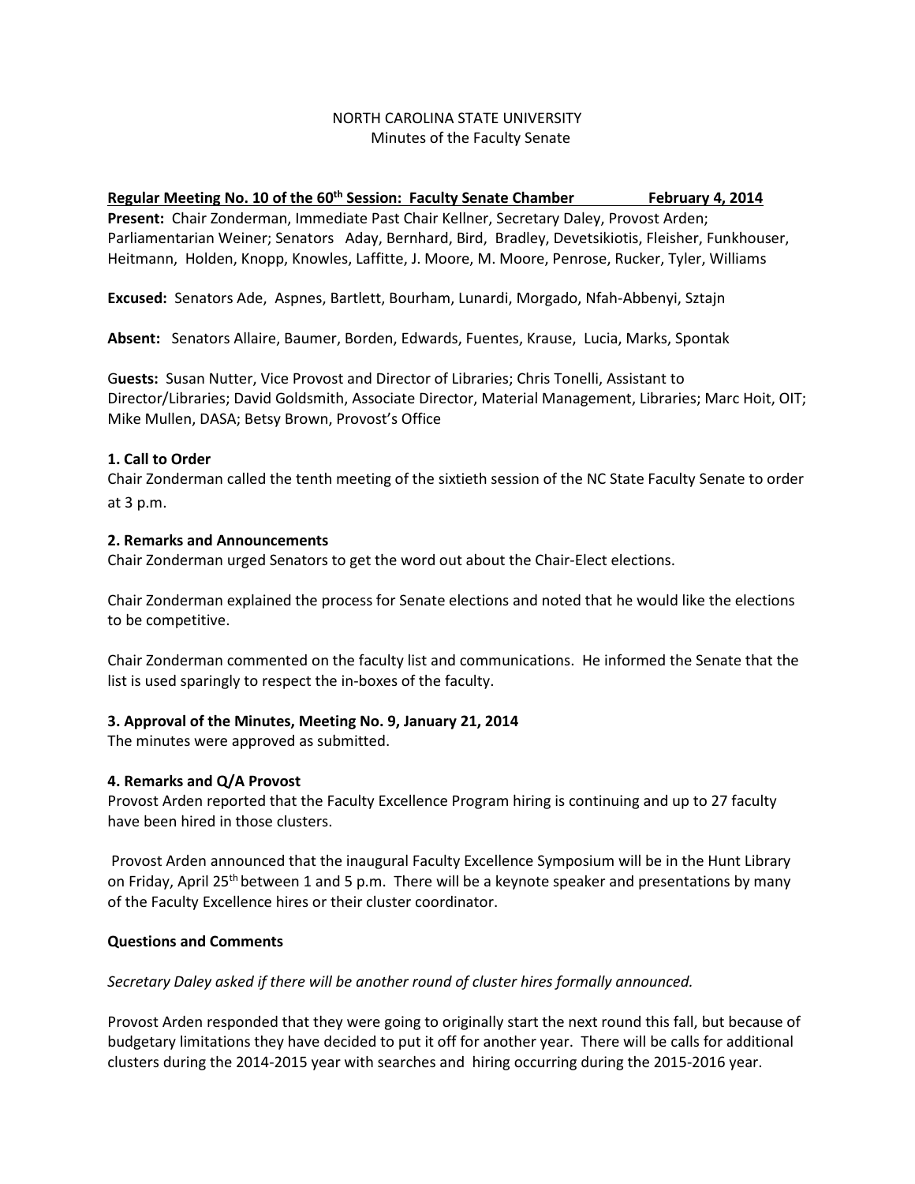NORTH CAROLINA STATE UNIVERSITY
Minutes of the Faculty Senate

**Regular Meeting No. 10 of the 60th Session: Faculty Senate Chamber February 4, 2014**

**Present:** Chair Zonderman, Immediate Past Chair Kellner, Secretary Daley, Provost Arden; Parliamentarian Weiner; Senators Aday, Bernhard, Bird, Bradley, Devetsikiotis, Fleisher, Funkhouser, Heitmann, Holden, Knopp, Knowles, Laffitte, J. Moore, M. Moore, Penrose, Rucker, Tyler, Williams

**Excused:** Senators Ade, Aspnes, Bartlett, Bourham, Lunardi, Morgado, Nfah-Abbenyi, Sztajn

**Absent:** Senators Allaire, Baumer, Borden, Edwards, Fuentes, Krause, Lucia, Marks, Spontak

G**uests:** Susan Nutter, Vice Provost and Director of Libraries; Chris Tonelli, Assistant to Director/Libraries; David Goldsmith, Associate Director, Material Management, Libraries; Marc Hoit, OIT; Mike Mullen, DASA; Betsy Brown, Provost's Office

**1. Call to Order**

Chair Zonderman called the tenth meeting of the sixtieth session of the NC State Faculty Senate to order at 3 p.m.

**2. Remarks and Announcements**

Chair Zonderman urged Senators to get the word out about the Chair-Elect elections.

Chair Zonderman explained the process for Senate elections and noted that he would like the elections to be competitive.

Chair Zonderman commented on the faculty list and communications. He informed the Senate that the list is used sparingly to respect the in-boxes of the faculty.

**3. Approval of the Minutes, Meeting No. 9, January 21, 2014**

The minutes were approved as submitted.

**4. Remarks and Q/A Provost**

Provost Arden reported that the Faculty Excellence Program hiring is continuing and up to 27 faculty have been hired in those clusters.

Provost Arden announced that the inaugural Faculty Excellence Symposium will be in the Hunt Library on Friday, April 25th between 1 and 5 p.m. There will be a keynote speaker and presentations by many of the Faculty Excellence hires or their cluster coordinator.

**Questions and Comments**

*Secretary Daley asked if there will be another round of cluster hires formally announced.*

Provost Arden responded that they were going to originally start the next round this fall, but because of budgetary limitations they have decided to put it off for another year. There will be calls for additional clusters during the 2014-2015 year with searches and hiring occurring during the 2015-2016 year.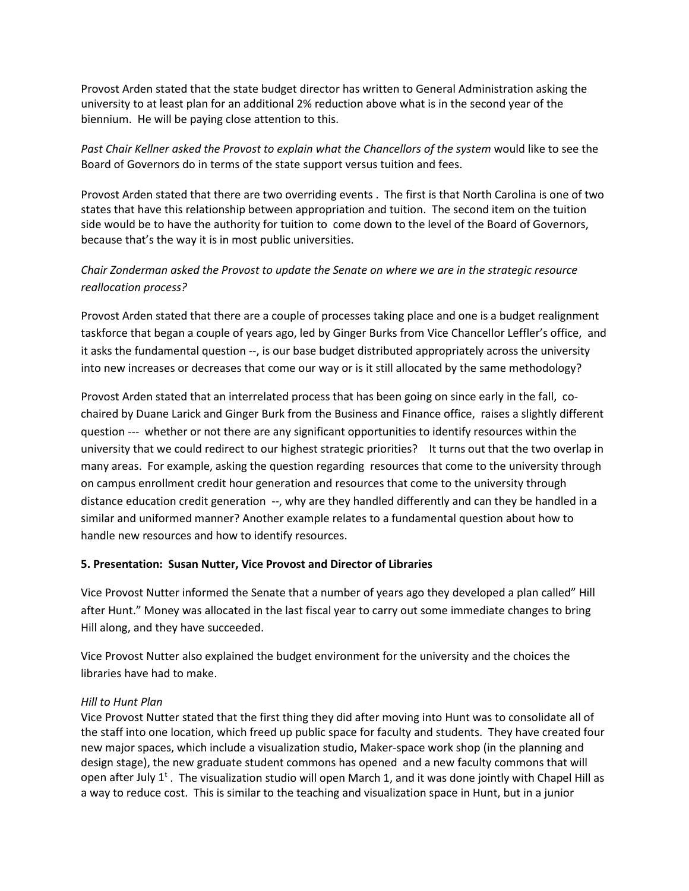Provost Arden stated that the state budget director has written to General Administration asking the university to at least plan for an additional 2% reduction above what is in the second year of the biennium. He will be paying close attention to this.

*Past Chair Kellner asked the Provost to explain what the Chancellors of the system* would like to see the Board of Governors do in terms of the state support versus tuition and fees.

Provost Arden stated that there are two overriding events . The first is that North Carolina is one of two states that have this relationship between appropriation and tuition. The second item on the tuition side would be to have the authority for tuition to come down to the level of the Board of Governors, because that's the way it is in most public universities.

*Chair Zonderman asked the Provost to update the Senate on where we are in the strategic resource reallocation process?*

Provost Arden stated that there are a couple of processes taking place and one is a budget realignment taskforce that began a couple of years ago, led by Ginger Burks from Vice Chancellor Leffler's office, and it asks the fundamental question --, is our base budget distributed appropriately across the university into new increases or decreases that come our way or is it still allocated by the same methodology?

Provost Arden stated that an interrelated process that has been going on since early in the fall, co-chaired by Duane Larick and Ginger Burk from the Business and Finance office, raises a slightly different question --- whether or not there are any significant opportunities to identify resources within the university that we could redirect to our highest strategic priorities? It turns out that the two overlap in many areas. For example, asking the question regarding resources that come to the university through on campus enrollment credit hour generation and resources that come to the university through distance education credit generation --, why are they handled differently and can they be handled in a similar and uniformed manner? Another example relates to a fundamental question about how to handle new resources and how to identify resources.

**5. Presentation: Susan Nutter, Vice Provost and Director of Libraries**

Vice Provost Nutter informed the Senate that a number of years ago they developed a plan called" Hill after Hunt." Money was allocated in the last fiscal year to carry out some immediate changes to bring Hill along, and they have succeeded.

Vice Provost Nutter also explained the budget environment for the university and the choices the libraries have had to make.

*Hill to Hunt Plan*
Vice Provost Nutter stated that the first thing they did after moving into Hunt was to consolidate all of the staff into one location, which freed up public space for faculty and students. They have created four new major spaces, which include a visualization studio, Maker-space work shop (in the planning and design stage), the new graduate student commons has opened and a new faculty commons that will open after July 1[t] . The visualization studio will open March 1, and it was done jointly with Chapel Hill as a way to reduce cost. This is similar to the teaching and visualization space in Hunt, but in a junior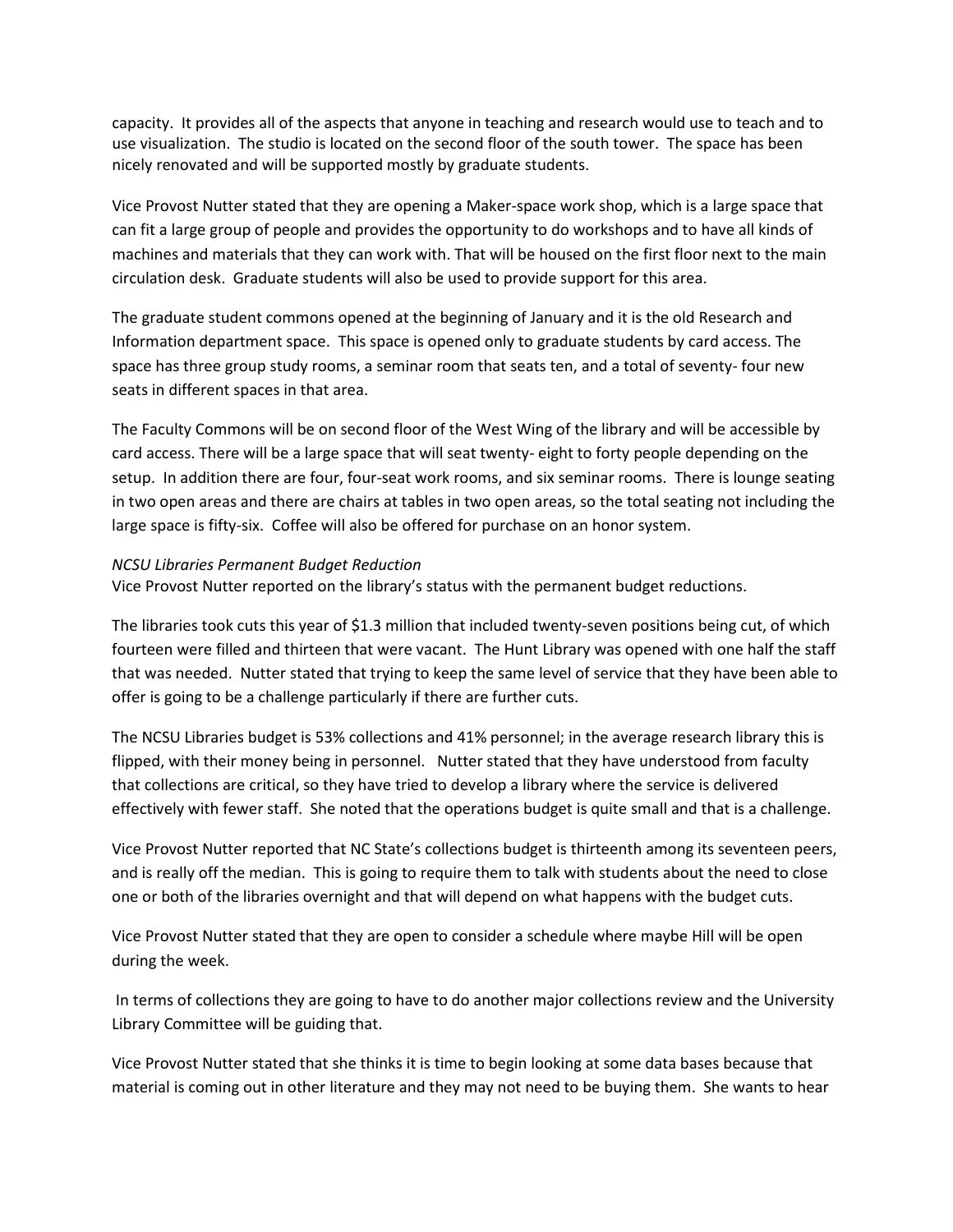capacity. It provides all of the aspects that anyone in teaching and research would use to teach and to use visualization. The studio is located on the second floor of the south tower. The space has been nicely renovated and will be supported mostly by graduate students.

Vice Provost Nutter stated that they are opening a Maker-space work shop, which is a large space that can fit a large group of people and provides the opportunity to do workshops and to have all kinds of machines and materials that they can work with. That will be housed on the first floor next to the main circulation desk. Graduate students will also be used to provide support for this area.

The graduate student commons opened at the beginning of January and it is the old Research and Information department space. This space is opened only to graduate students by card access. The space has three group study rooms, a seminar room that seats ten, and a total of seventy- four new seats in different spaces in that area.

The Faculty Commons will be on second floor of the West Wing of the library and will be accessible by card access. There will be a large space that will seat twenty- eight to forty people depending on the setup. In addition there are four, four-seat work rooms, and six seminar rooms. There is lounge seating in two open areas and there are chairs at tables in two open areas, so the total seating not including the large space is fifty-six. Coffee will also be offered for purchase on an honor system.

*NCSU Libraries Permanent Budget Reduction*
Vice Provost Nutter reported on the library's status with the permanent budget reductions.

The libraries took cuts this year of $1.3 million that included twenty-seven positions being cut, of which fourteen were filled and thirteen that were vacant. The Hunt Library was opened with one half the staff that was needed. Nutter stated that trying to keep the same level of service that they have been able to offer is going to be a challenge particularly if there are further cuts.

The NCSU Libraries budget is 53% collections and 41% personnel; in the average research library this is flipped, with their money being in personnel. Nutter stated that they have understood from faculty that collections are critical, so they have tried to develop a library where the service is delivered effectively with fewer staff. She noted that the operations budget is quite small and that is a challenge.

Vice Provost Nutter reported that NC State's collections budget is thirteenth among its seventeen peers, and is really off the median. This is going to require them to talk with students about the need to close one or both of the libraries overnight and that will depend on what happens with the budget cuts.

Vice Provost Nutter stated that they are open to consider a schedule where maybe Hill will be open during the week.

In terms of collections they are going to have to do another major collections review and the University Library Committee will be guiding that.

Vice Provost Nutter stated that she thinks it is time to begin looking at some data bases because that material is coming out in other literature and they may not need to be buying them. She wants to hear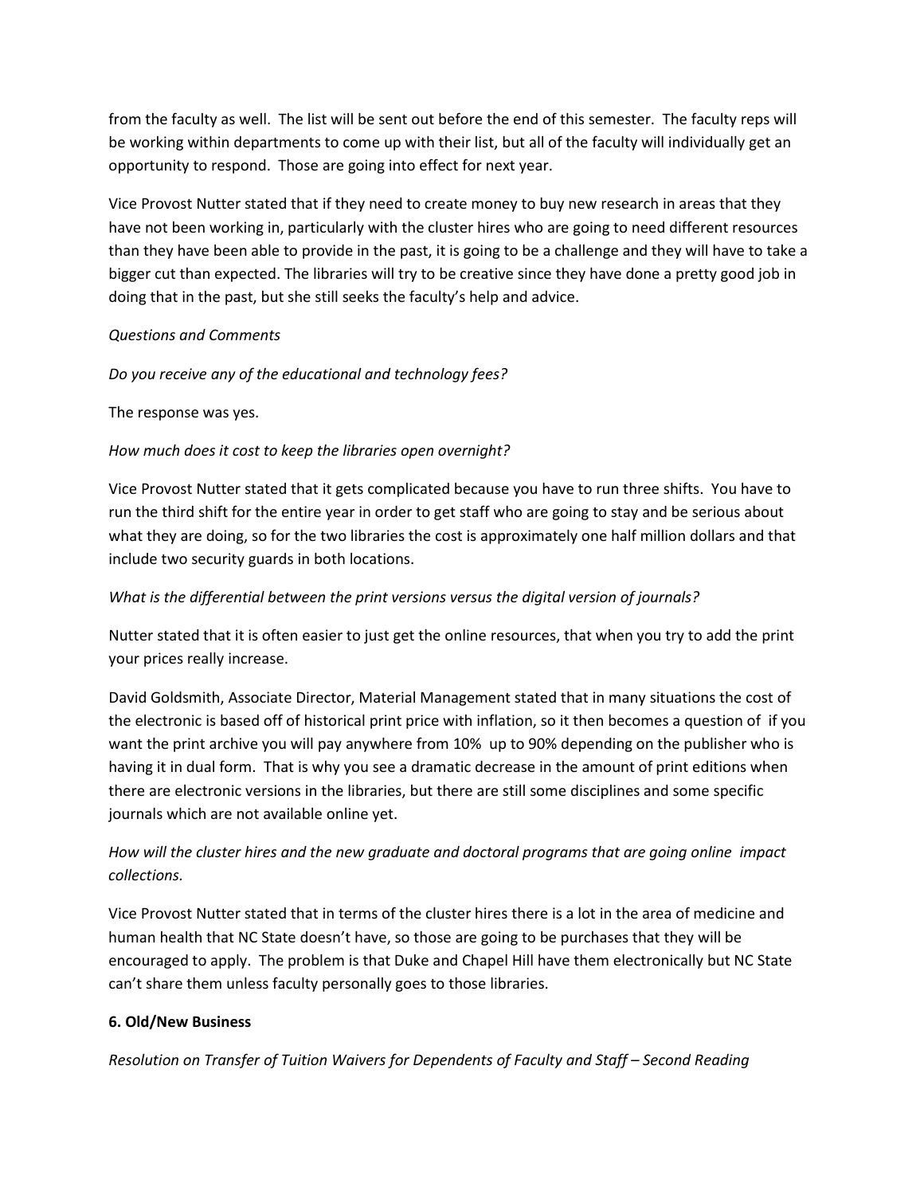from the faculty as well. The list will be sent out before the end of this semester. The faculty reps will be working within departments to come up with their list, but all of the faculty will individually get an opportunity to respond. Those are going into effect for next year.

Vice Provost Nutter stated that if they need to create money to buy new research in areas that they have not been working in, particularly with the cluster hires who are going to need different resources than they have been able to provide in the past, it is going to be a challenge and they will have to take a bigger cut than expected. The libraries will try to be creative since they have done a pretty good job in doing that in the past, but she still seeks the faculty's help and advice.

*Questions and Comments*

*Do you receive any of the educational and technology fees?*

The response was yes.

*How much does it cost to keep the libraries open overnight?*

Vice Provost Nutter stated that it gets complicated because you have to run three shifts. You have to run the third shift for the entire year in order to get staff who are going to stay and be serious about what they are doing, so for the two libraries the cost is approximately one half million dollars and that include two security guards in both locations.

*What is the differential between the print versions versus the digital version of journals?*

Nutter stated that it is often easier to just get the online resources, that when you try to add the print your prices really increase.

David Goldsmith, Associate Director, Material Management stated that in many situations the cost of the electronic is based off of historical print price with inflation, so it then becomes a question of if you want the print archive you will pay anywhere from 10% up to 90% depending on the publisher who is having it in dual form. That is why you see a dramatic decrease in the amount of print editions when there are electronic versions in the libraries, but there are still some disciplines and some specific journals which are not available online yet.

*How will the cluster hires and the new graduate and doctoral programs that are going online impact collections.*

Vice Provost Nutter stated that in terms of the cluster hires there is a lot in the area of medicine and human health that NC State doesn't have, so those are going to be purchases that they will be encouraged to apply. The problem is that Duke and Chapel Hill have them electronically but NC State can't share them unless faculty personally goes to those libraries.

**6. Old/New Business**

*Resolution on Transfer of Tuition Waivers for Dependents of Faculty and Staff – Second Reading*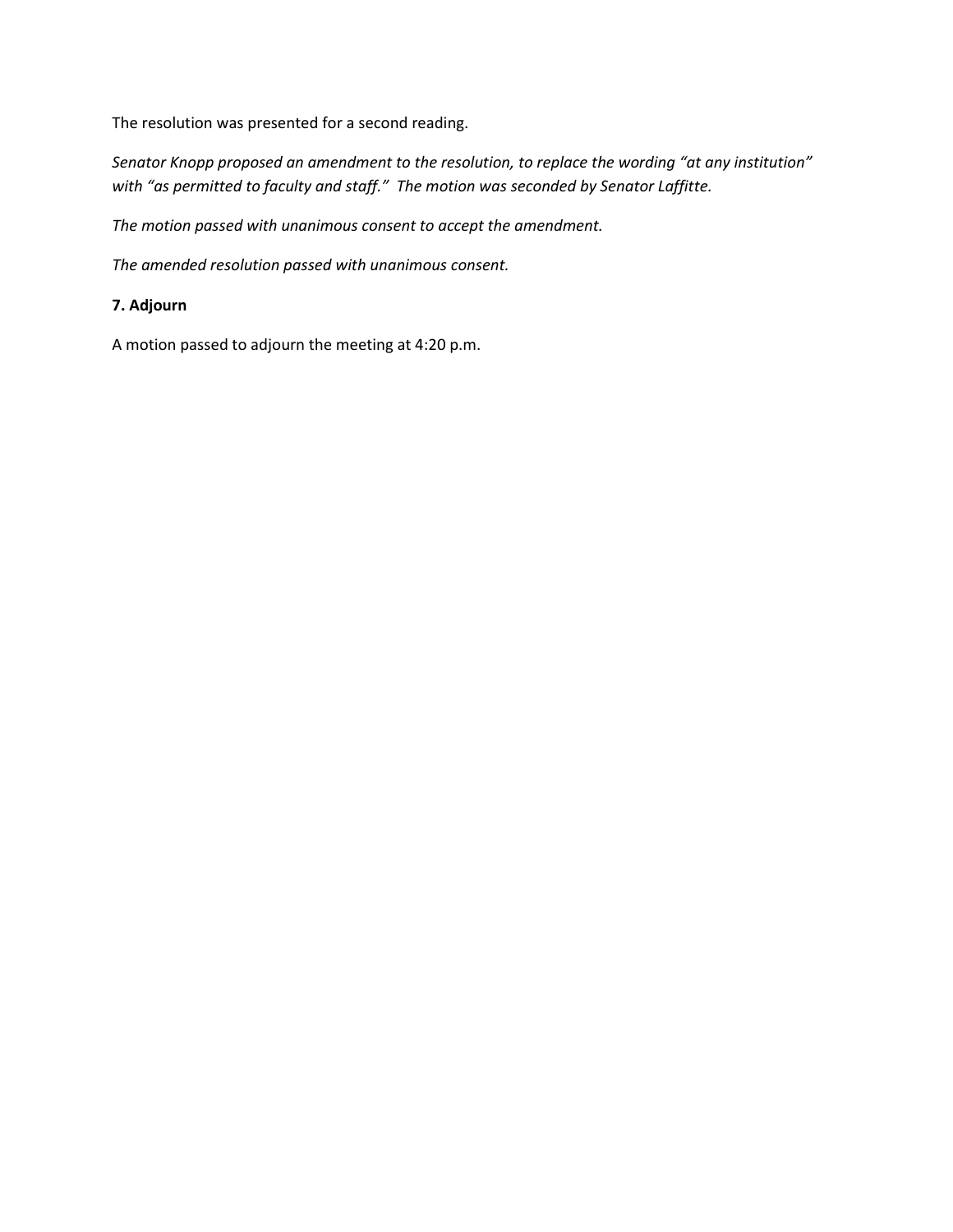The resolution was presented for a second reading.

*Senator Knopp proposed an amendment to the resolution, to replace the wording "at any institution" with "as permitted to faculty and staff." The motion was seconded by Senator Laffitte.*

*The motion passed with unanimous consent to accept the amendment.*

*The amended resolution passed with unanimous consent.*

**7. Adjourn**

A motion passed to adjourn the meeting at 4:20 p.m.